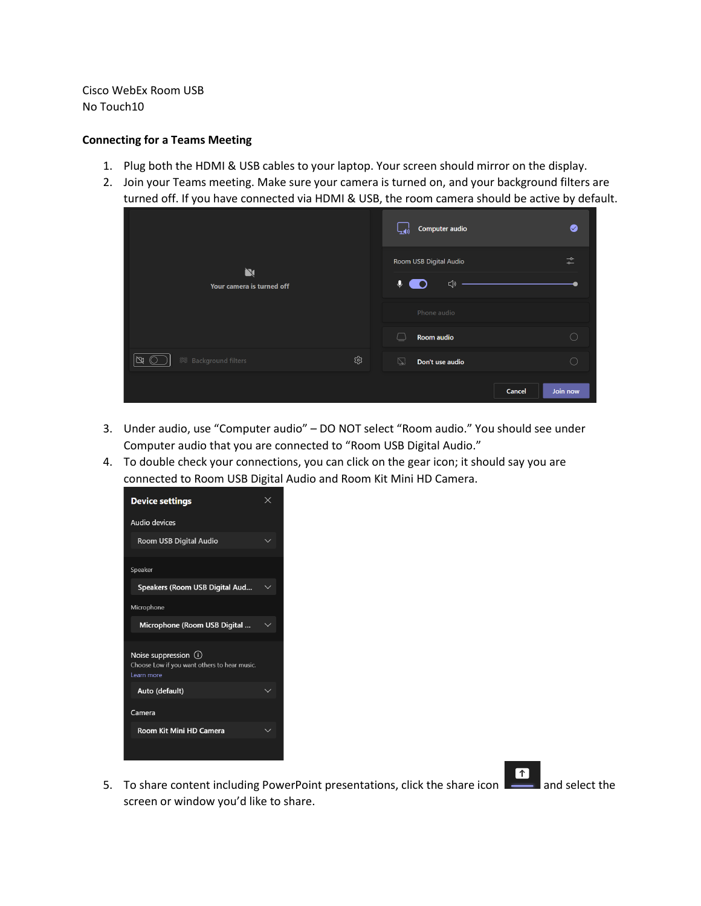Cisco WebEx Room USB
No Touch10

**Connecting for a Teams Meeting**

1. Plug both the HDMI & USB cables to your laptop. Your screen should mirror on the display.
2. Join your Teams meeting. Make sure your camera is turned on, and your background filters are turned off. If you have connected via HDMI & USB, the room camera should be active by default.
3. Under audio, use "Computer audio" – DO NOT select "Room audio." You should see under Computer audio that you are connected to "Room USB Digital Audio."
4. To double check your connections, you can click on the gear icon; it should say you are connected to Room USB Digital Audio and Room Kit Mini HD Camera.
5. To share content including PowerPoint presentations, click the share icon and select the screen or window you'd like to share.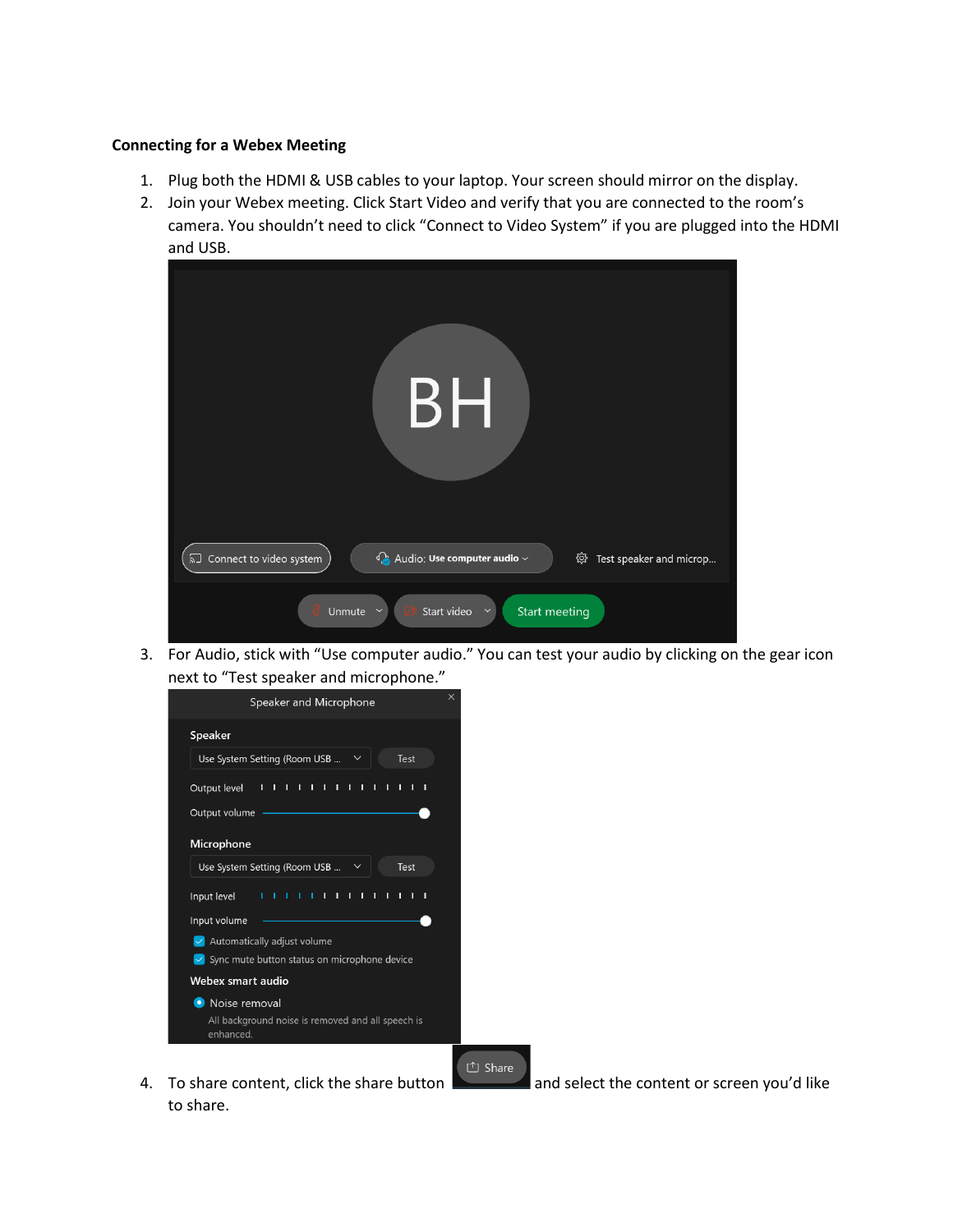**Connecting for a Webex Meeting**

1. Plug both the HDMI & USB cables to your laptop. Your screen should mirror on the display.
2. Join your Webex meeting. Click Start Video and verify that you are connected to the room's camera. You shouldn't need to click "Connect to Video System" if you are plugged into the HDMI and USB.
3. For Audio, stick with "Use computer audio." You can test your audio by clicking on the gear icon next to "Test speaker and microphone."
4. To share content, click the share button and select the content or screen you'd like to share.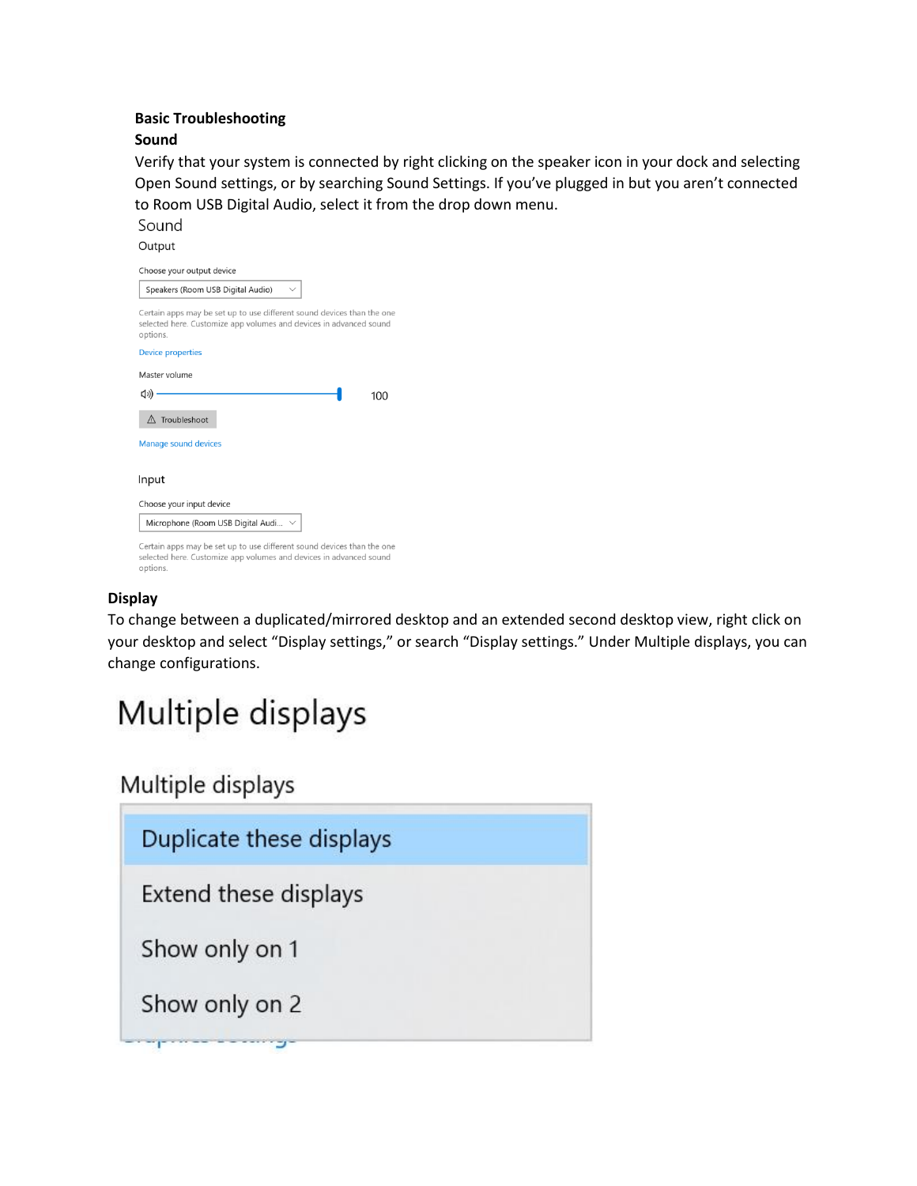**Basic Troubleshooting**

**Sound**

Verify that your system is connected by right clicking on the speaker icon in your dock and selecting Open Sound settings, or by searching Sound Settings. If you've plugged in but you aren't connected to Room USB Digital Audio, select it from the drop down menu.

Sound

Output

Choose your output device

Speakers (Room USB Digital Audio)

Certain apps may be set up to use different sound devices than the one selected here. Customize app volumes and devices in advanced sound options.

Device properties

Master volume

100

Troubleshoot

Manage sound devices

Input

Choose your input device

Microphone (Room USB Digital Audi...

Certain apps may be set up to use different sound devices than the one selected here. Customize app volumes and devices in advanced sound options.

**Display**

To change between a duplicated/mirrored desktop and an extended second desktop view, right click on your desktop and select "Display settings," or search "Display settings." Under Multiple displays, you can change configurations.

Multiple displays

Multiple displays

Duplicate these displays

Extend these displays

Show only on 1

Show only on 2